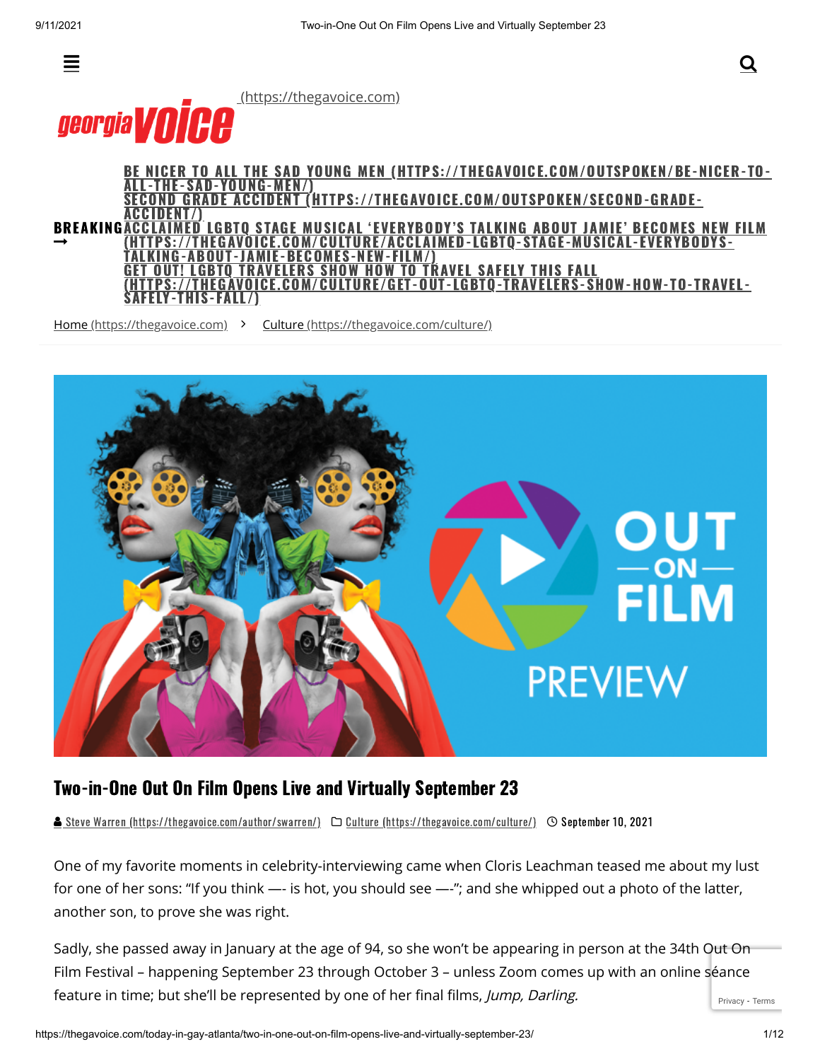(https://thegavoice.com)

BE NICER TO ALL THE SAD YOUNG MEN (HTTPS://THEGAVOICE.COM/OUTSPOKEN/BE-NICER-TO-ALL-THE-SAD-YOUNG-MEN/)
SECOND GRADE ACCIDENT (HTTPS://THEGAVOICE.COM/OUTSPOKEN/SECOND-GRADE-ACCIDENT/)
**BREAKING** → ACCLAIMED LGBTQ STAGE MUSICAL 'EVERYBODY'S TALKING ABOUT JAMIE' BECOMES NEW FILM (HTTPS://THEGAVOICE.COM/CULTURE/ACCLAIMED-LGBTQ-STAGE-MUSICAL-EVERYBODYS-TALKING-ABOUT-JAMIE-BECOMES-NEW-FILM/)
GET OUT! LGBTQ TRAVELERS SHOW HOW TO TRAVEL SAFELY THIS FALL (HTTPS://THEGAVOICE.COM/CULTURE/GET-OUT-LGBTQ-TRAVELERS-SHOW-HOW-TO-TRAVEL-SAFELY-THIS-FALL/)

Home (https://thegavoice.com) › Culture (https://thegavoice.com/culture/)

# Two-in-One Out On Film Opens Live and Virtually September 23

Steve Warren (https://thegavoice.com/author/swarren/) Culture (https://thegavoice.com/culture/) September 10, 2021

One of my favorite moments in celebrity-interviewing came when Cloris Leachman teased me about my lust for one of her sons: "If you think —- is hot, you should see —-"; and she whipped out a photo of the latter, another son, to prove she was right.

Sadly, she passed away in January at the age of 94, so she won't be appearing in person at the 34th Out On Film Festival – happening September 23 through October 3 – unless Zoom comes up with an online séance feature in time; but she'll be represented by one of her final films, *Jump, Darling.*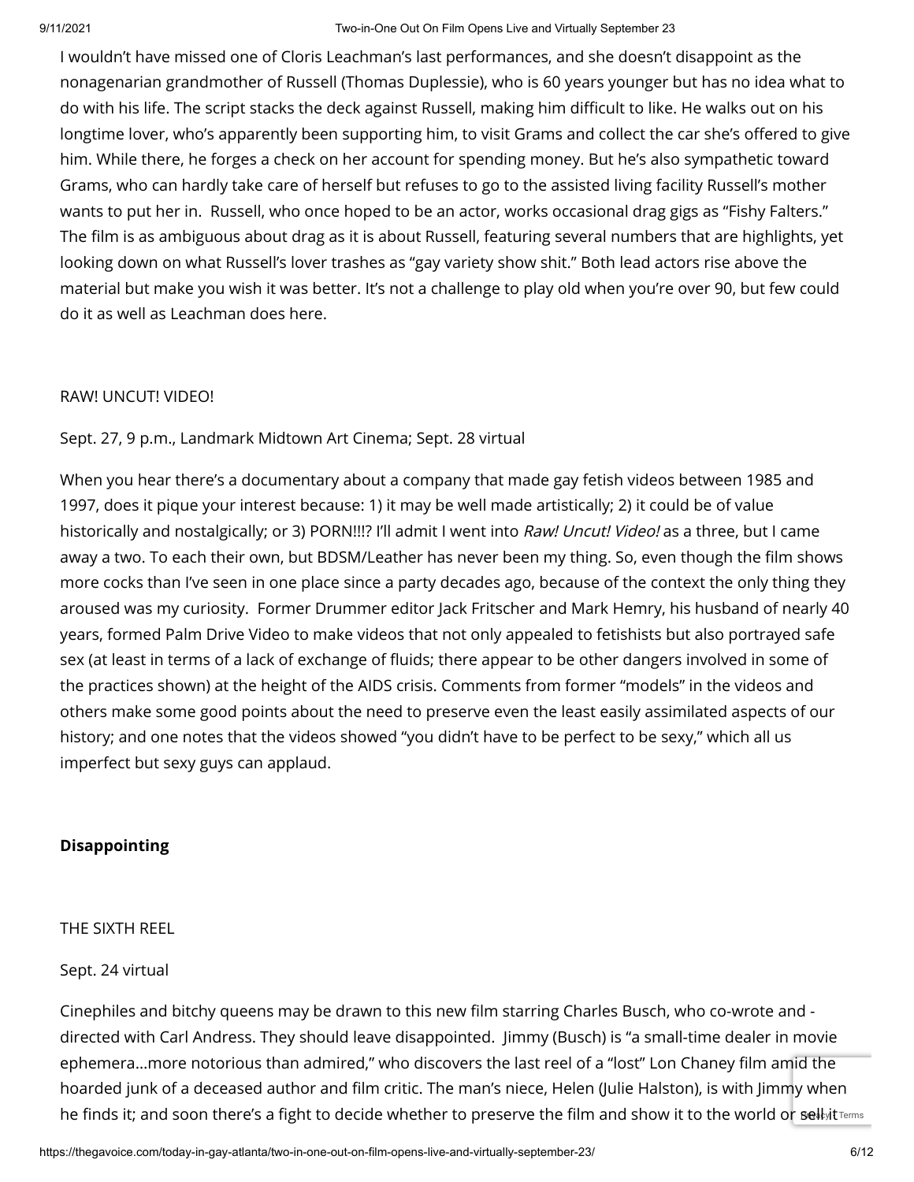I wouldn't have missed one of Cloris Leachman's last performances, and she doesn't disappoint as the nonagenarian grandmother of Russell (Thomas Duplessie), who is 60 years younger but has no idea what to do with his life. The script stacks the deck against Russell, making him difficult to like. He walks out on his longtime lover, who's apparently been supporting him, to visit Grams and collect the car she's offered to give him. While there, he forges a check on her account for spending money. But he's also sympathetic toward Grams, who can hardly take care of herself but refuses to go to the assisted living facility Russell's mother wants to put her in. Russell, who once hoped to be an actor, works occasional drag gigs as "Fishy Falters." The film is as ambiguous about drag as it is about Russell, featuring several numbers that are highlights, yet looking down on what Russell's lover trashes as "gay variety show shit." Both lead actors rise above the material but make you wish it was better. It's not a challenge to play old when you're over 90, but few could do it as well as Leachman does here.

RAW! UNCUT! VIDEO!

Sept. 27, 9 p.m., Landmark Midtown Art Cinema; Sept. 28 virtual

When you hear there's a documentary about a company that made gay fetish videos between 1985 and 1997, does it pique your interest because: 1) it may be well made artistically; 2) it could be of value historically and nostalgically; or 3) PORN!!!? I'll admit I went into *Raw! Uncut! Video!* as a three, but I came away a two. To each their own, but BDSM/Leather has never been my thing. So, even though the film shows more cocks than I've seen in one place since a party decades ago, because of the context the only thing they aroused was my curiosity. Former Drummer editor Jack Fritscher and Mark Hemry, his husband of nearly 40 years, formed Palm Drive Video to make videos that not only appealed to fetishists but also portrayed safe sex (at least in terms of a lack of exchange of fluids; there appear to be other dangers involved in some of the practices shown) at the height of the AIDS crisis. Comments from former "models" in the videos and others make some good points about the need to preserve even the least easily assimilated aspects of our history; and one notes that the videos showed "you didn't have to be perfect to be sexy," which all us imperfect but sexy guys can applaud.

**Disappointing**

THE SIXTH REEL

Sept. 24 virtual

Cinephiles and bitchy queens may be drawn to this new film starring Charles Busch, who co-wrote and -directed with Carl Andress. They should leave disappointed. Jimmy (Busch) is "a small-time dealer in movie ephemera…more notorious than admired," who discovers the last reel of a "lost" Lon Chaney film amid the hoarded junk of a deceased author and film critic. The man's niece, Helen (Julie Halston), is with Jimmy when he finds it; and soon there's a fight to decide whether to preserve the film and show it to the world or sell it